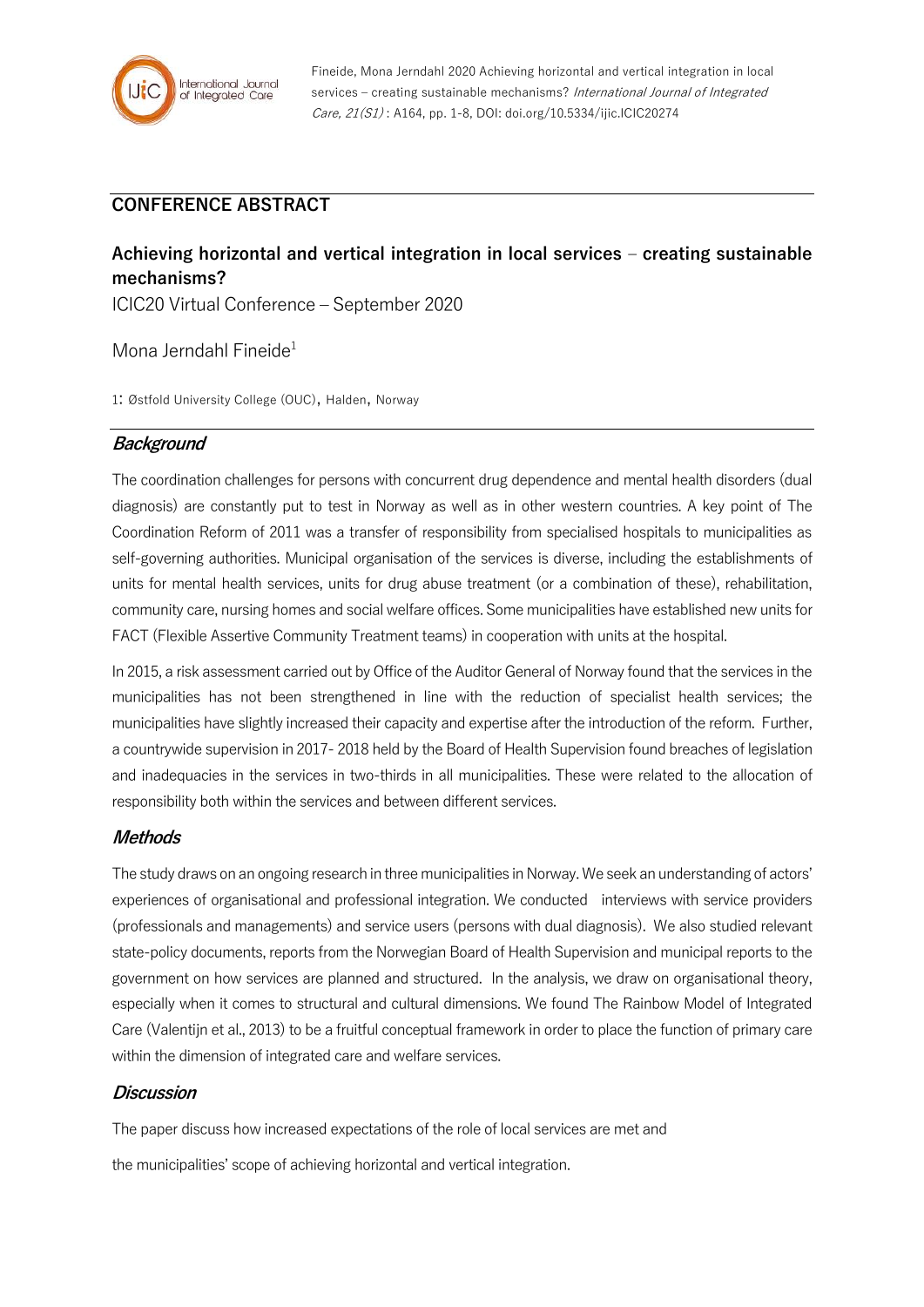## CONFERENCE ABSTRACT

# Achieving horizontal and vertical integration in local services – creating sustainable mechanisms?

ICIC20 Virtual Conference – September 2020

Mona Jerndahl Fineide[1]

1: Østfold University College (OUC), Halden, Norway

## *Background*

The coordination challenges for persons with concurrent drug dependence and mental health disorders (dual diagnosis) are constantly put to test in Norway as well as in other western countries. A key point of The Coordination Reform of 2011 was a transfer of responsibility from specialised hospitals to municipalities as self-governing authorities. Municipal organisation of the services is diverse, including the establishments of units for mental health services, units for drug abuse treatment (or a combination of these), rehabilitation, community care, nursing homes and social welfare offices. Some municipalities have established new units for FACT (Flexible Assertive Community Treatment teams) in cooperation with units at the hospital.

In 2015, a risk assessment carried out by Office of the Auditor General of Norway found that the services in the municipalities has not been strengthened in line with the reduction of specialist health services; the municipalities have slightly increased their capacity and expertise after the introduction of the reform. Further, a countrywide supervision in 2017- 2018 held by the Board of Health Supervision found breaches of legislation and inadequacies in the services in two-thirds in all municipalities. These were related to the allocation of responsibility both within the services and between different services.

## *Methods*

The study draws on an ongoing research in three municipalities in Norway. We seek an understanding of actors' experiences of organisational and professional integration. We conducted interviews with service providers (professionals and managements) and service users (persons with dual diagnosis). We also studied relevant state-policy documents, reports from the Norwegian Board of Health Supervision and municipal reports to the government on how services are planned and structured. In the analysis, we draw on organisational theory, especially when it comes to structural and cultural dimensions. We found The Rainbow Model of Integrated Care (Valentijn et al., 2013) to be a fruitful conceptual framework in order to place the function of primary care within the dimension of integrated care and welfare services.

## *Discussion*

The paper discuss how increased expectations of the role of local services are met and

the municipalities' scope of achieving horizontal and vertical integration.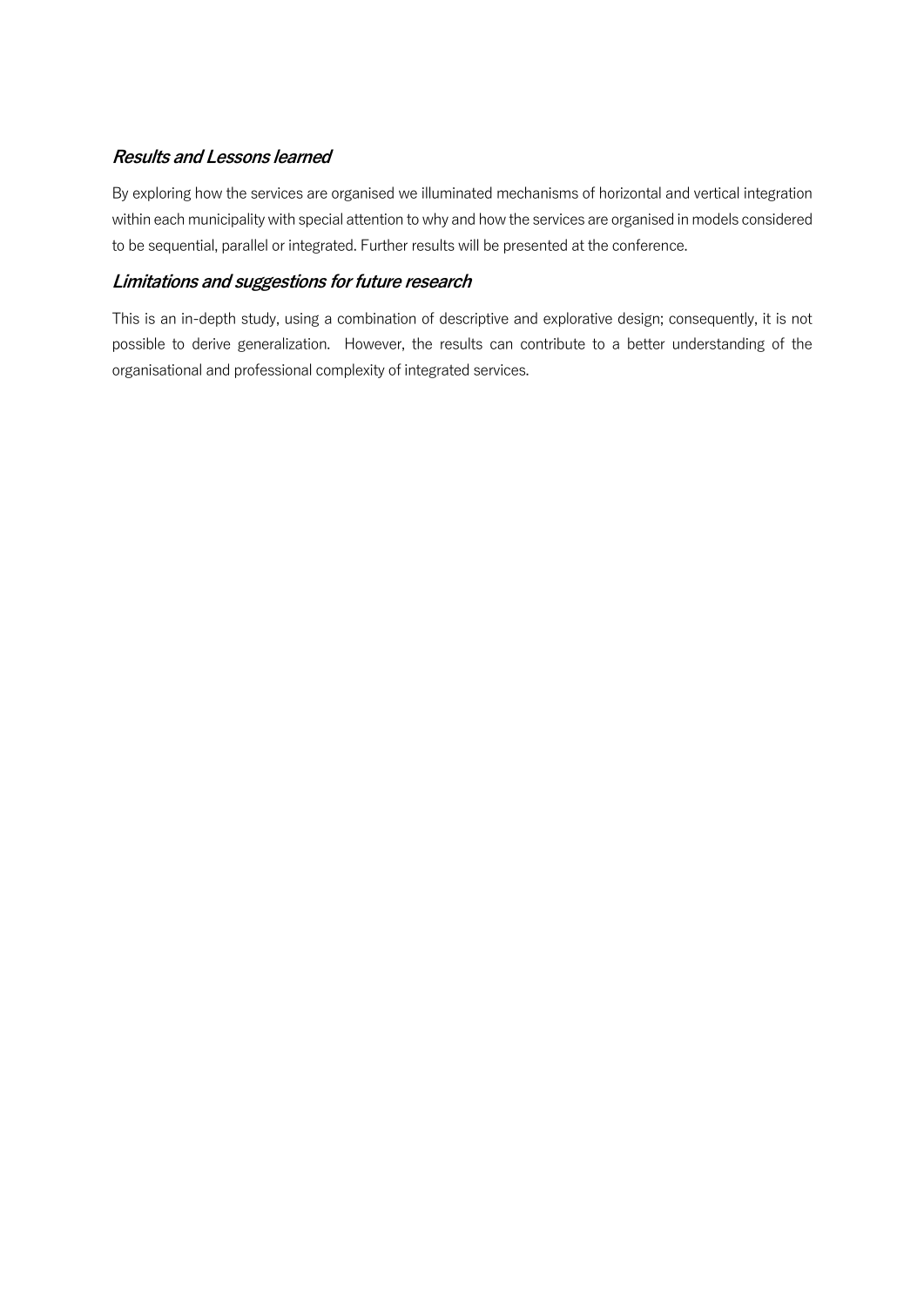## *Results and Lessons learned*

By exploring how the services are organised we illuminated mechanisms of horizontal and vertical integration within each municipality with special attention to why and how the services are organised in models considered to be sequential, parallel or integrated. Further results will be presented at the conference.

## *Limitations and suggestions for future research*

This is an in-depth study, using a combination of descriptive and explorative design; consequently, it is not possible to derive generalization. However, the results can contribute to a better understanding of the organisational and professional complexity of integrated services.